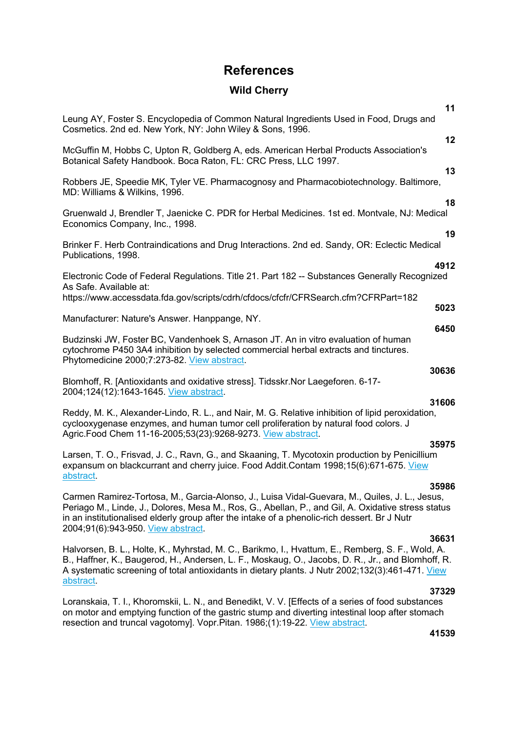# References

## Wild Cherry

**11**

Leung AY, Foster S. Encyclopedia of Common Natural Ingredients Used in Food, Drugs and Cosmetics. 2nd ed. New York, NY: John Wiley & Sons, 1996.

**12**

McGuffin M, Hobbs C, Upton R, Goldberg A, eds. American Herbal Products Association's Botanical Safety Handbook. Boca Raton, FL: CRC Press, LLC 1997.

**13**

Robbers JE, Speedie MK, Tyler VE. Pharmacognosy and Pharmacobiotechnology. Baltimore, MD: Williams & Wilkins, 1996.

**18**

Gruenwald J, Brendler T, Jaenicke C. PDR for Herbal Medicines. 1st ed. Montvale, NJ: Medical Economics Company, Inc., 1998.

**19**

Brinker F. Herb Contraindications and Drug Interactions. 2nd ed. Sandy, OR: Eclectic Medical Publications, 1998.

**4912**

Electronic Code of Federal Regulations. Title 21. Part 182 -- Substances Generally Recognized As Safe. Available at: https://www.accessdata.fda.gov/scripts/cdrh/cfdocs/cfcfr/CFRSearch.cfm?CFRPart=182

**5023**

Manufacturer: Nature's Answer. Hanppange, NY.

**6450**

Budzinski JW, Foster BC, Vandenhoek S, Arnason JT. An in vitro evaluation of human cytochrome P450 3A4 inhibition by selected commercial herbal extracts and tinctures. Phytomedicine 2000;7:273-82. View abstract.

**30636**

Blomhoff, R. [Antioxidants and oxidative stress]. Tidsskr.Nor Laegeforen. 6-17-2004;124(12):1643-1645. View abstract.

**31606**

Reddy, M. K., Alexander-Lindo, R. L., and Nair, M. G. Relative inhibition of lipid peroxidation, cyclooxygenase enzymes, and human tumor cell proliferation by natural food colors. J Agric.Food Chem 11-16-2005;53(23):9268-9273. View abstract.

**35975**

Larsen, T. O., Frisvad, J. C., Ravn, G., and Skaaning, T. Mycotoxin production by Penicillium expansum on blackcurrant and cherry juice. Food Addit.Contam 1998;15(6):671-675. View abstract.

**35986**

Carmen Ramirez-Tortosa, M., Garcia-Alonso, J., Luisa Vidal-Guevara, M., Quiles, J. L., Jesus, Periago M., Linde, J., Dolores, Mesa M., Ros, G., Abellan, P., and Gil, A. Oxidative stress status in an institutionalised elderly group after the intake of a phenolic-rich dessert. Br J Nutr 2004;91(6):943-950. View abstract.

**36631**

Halvorsen, B. L., Holte, K., Myhrstad, M. C., Barikmo, I., Hvattum, E., Remberg, S. F., Wold, A. B., Haffner, K., Baugerod, H., Andersen, L. F., Moskaug, O., Jacobs, D. R., Jr., and Blomhoff, R. A systematic screening of total antioxidants in dietary plants. J Nutr 2002;132(3):461-471. View abstract.

**37329**

Loranskaia, T. I., Khoromskii, L. N., and Benedikt, V. V. [Effects of a series of food substances on motor and emptying function of the gastric stump and diverting intestinal loop after stomach resection and truncal vagotomy]. Vopr.Pitan. 1986;(1):19-22. View abstract.

**41539**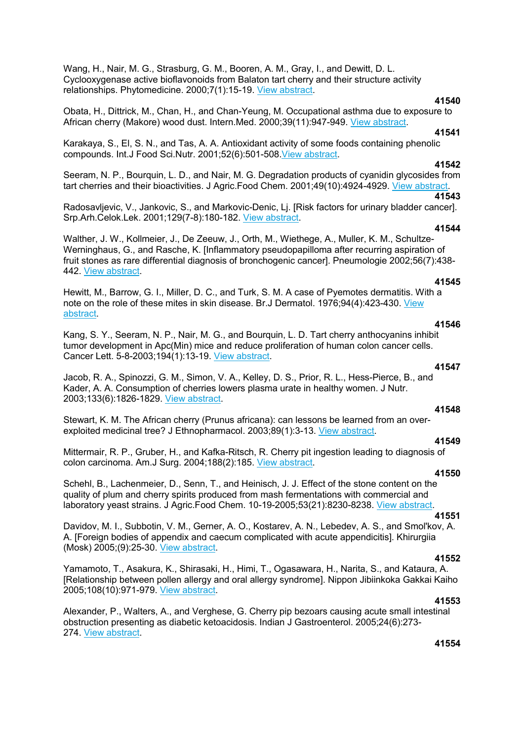Wang, H., Nair, M. G., Strasburg, G. M., Booren, A. M., Gray, I., and Dewitt, D. L. Cyclooxygenase active bioflavonoids from Balaton tart cherry and their structure activity relationships. Phytomedicine. 2000;7(1):15-19. View abstract.

**41540**

Obata, H., Dittrick, M., Chan, H., and Chan-Yeung, M. Occupational asthma due to exposure to African cherry (Makore) wood dust. Intern.Med. 2000;39(11):947-949. View abstract.

**41541**

Karakaya, S., El, S. N., and Tas, A. A. Antioxidant activity of some foods containing phenolic compounds. Int.J Food Sci.Nutr. 2001;52(6):501-508.View abstract.

**41542**

Seeram, N. P., Bourquin, L. D., and Nair, M. G. Degradation products of cyanidin glycosides from tart cherries and their bioactivities. J Agric.Food Chem. 2001;49(10):4924-4929. View abstract.

**41543**

Radosavljevic, V., Jankovic, S., and Markovic-Denic, Lj. [Risk factors for urinary bladder cancer]. Srp.Arh.Celok.Lek. 2001;129(7-8):180-182. View abstract.

**41544**

Walther, J. W., Kollmeier, J., De Zeeuw, J., Orth, M., Wiethege, A., Muller, K. M., Schultze-Werninghaus, G., and Rasche, K. [Inflammatory pseudopapilloma after recurring aspiration of fruit stones as rare differential diagnosis of bronchogenic cancer]. Pneumologie 2002;56(7):438-442. View abstract.

**41545**

Hewitt, M., Barrow, G. I., Miller, D. C., and Turk, S. M. A case of Pyemotes dermatitis. With a note on the role of these mites in skin disease. Br.J Dermatol. 1976;94(4):423-430. View abstract.

**41546**

Kang, S. Y., Seeram, N. P., Nair, M. G., and Bourquin, L. D. Tart cherry anthocyanins inhibit tumor development in Apc(Min) mice and reduce proliferation of human colon cancer cells. Cancer Lett. 5-8-2003;194(1):13-19. View abstract.

**41547**

Jacob, R. A., Spinozzi, G. M., Simon, V. A., Kelley, D. S., Prior, R. L., Hess-Pierce, B., and Kader, A. A. Consumption of cherries lowers plasma urate in healthy women. J Nutr. 2003;133(6):1826-1829. View abstract.

**41548**

Stewart, K. M. The African cherry (Prunus africana): can lessons be learned from an over-exploited medicinal tree? J Ethnopharmacol. 2003;89(1):3-13. View abstract.

**41549**

Mittermair, R. P., Gruber, H., and Kafka-Ritsch, R. Cherry pit ingestion leading to diagnosis of colon carcinoma. Am.J Surg. 2004;188(2):185. View abstract.

**41550**

Schehl, B., Lachenmeier, D., Senn, T., and Heinisch, J. J. Effect of the stone content on the quality of plum and cherry spirits produced from mash fermentations with commercial and laboratory yeast strains. J Agric.Food Chem. 10-19-2005;53(21):8230-8238. View abstract.

**41551**

Davidov, M. I., Subbotin, V. M., Gerner, A. O., Kostarev, A. N., Lebedev, A. S., and Smol'kov, A. A. [Foreign bodies of appendix and caecum complicated with acute appendicitis]. Khirurgiia (Mosk) 2005;(9):25-30. View abstract.

**41552**

Yamamoto, T., Asakura, K., Shirasaki, H., Himi, T., Ogasawara, H., Narita, S., and Kataura, A. [Relationship between pollen allergy and oral allergy syndrome]. Nippon Jibiinkoka Gakkai Kaiho 2005;108(10):971-979. View abstract.

**41553**

Alexander, P., Walters, A., and Verghese, G. Cherry pip bezoars causing acute small intestinal obstruction presenting as diabetic ketoacidosis. Indian J Gastroenterol. 2005;24(6):273-274. View abstract.

**41554**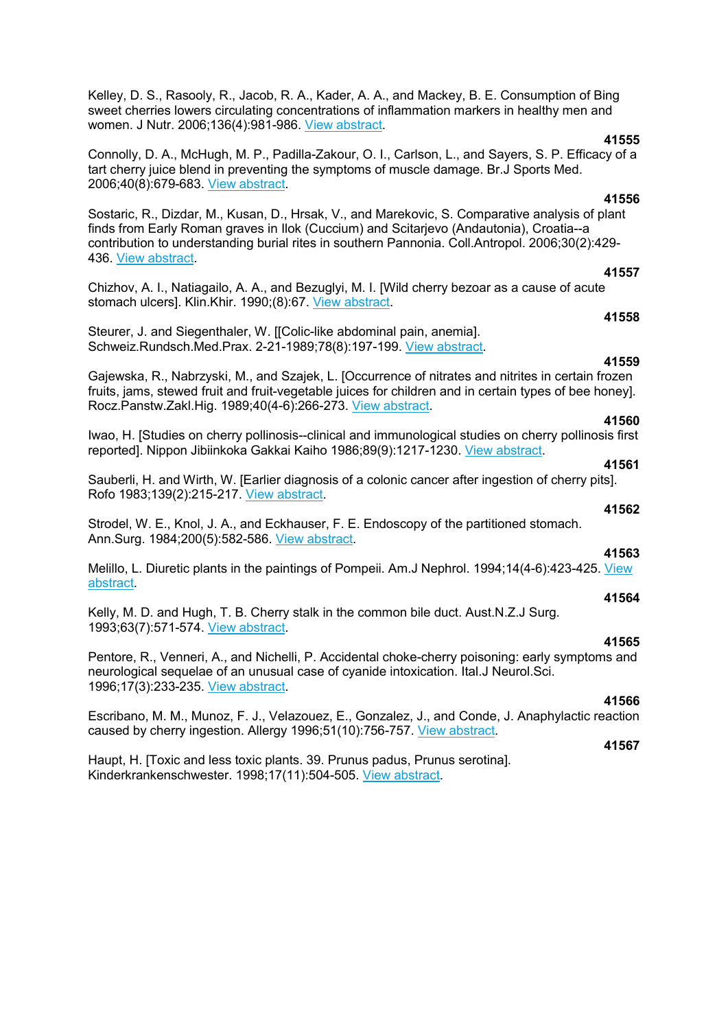Kelley, D. S., Rasooly, R., Jacob, R. A., Kader, A. A., and Mackey, B. E. Consumption of Bing sweet cherries lowers circulating concentrations of inflammation markers in healthy men and women. J Nutr. 2006;136(4):981-986. View abstract.

**41555**

Connolly, D. A., McHugh, M. P., Padilla-Zakour, O. I., Carlson, L., and Sayers, S. P. Efficacy of a tart cherry juice blend in preventing the symptoms of muscle damage. Br.J Sports Med. 2006;40(8):679-683. View abstract.

**41556**

Sostaric, R., Dizdar, M., Kusan, D., Hrsak, V., and Marekovic, S. Comparative analysis of plant finds from Early Roman graves in Ilok (Cuccium) and Scitarjevo (Andautonia), Croatia--a contribution to understanding burial rites in southern Pannonia. Coll.Antropol. 2006;30(2):429-436. View abstract.

**41557**

Chizhov, A. I., Natiagailo, A. A., and Bezuglyi, M. I. [Wild cherry bezoar as a cause of acute stomach ulcers]. Klin.Khir. 1990;(8):67. View abstract.

**41558**

Steurer, J. and Siegenthaler, W. [[Colic-like abdominal pain, anemia]. Schweiz.Rundsch.Med.Prax. 2-21-1989;78(8):197-199. View abstract.

**41559**

Gajewska, R., Nabrzyski, M., and Szajek, L. [Occurrence of nitrates and nitrites in certain frozen fruits, jams, stewed fruit and fruit-vegetable juices for children and in certain types of bee honey]. Rocz.Panstw.Zakl.Hig. 1989;40(4-6):266-273. View abstract.

**41560**

Iwao, H. [Studies on cherry pollinosis--clinical and immunological studies on cherry pollinosis first reported]. Nippon Jibiinkoka Gakkai Kaiho 1986;89(9):1217-1230. View abstract.

**41561**

Sauberli, H. and Wirth, W. [Earlier diagnosis of a colonic cancer after ingestion of cherry pits]. Rofo 1983;139(2):215-217. View abstract.

**41562**

Strodel, W. E., Knol, J. A., and Eckhauser, F. E. Endoscopy of the partitioned stomach. Ann.Surg. 1984;200(5):582-586. View abstract.

**41563**

Melillo, L. Diuretic plants in the paintings of Pompeii. Am.J Nephrol. 1994;14(4-6):423-425. View abstract.

**41564**

Kelly, M. D. and Hugh, T. B. Cherry stalk in the common bile duct. Aust.N.Z.J Surg. 1993;63(7):571-574. View abstract.

**41565**

Pentore, R., Venneri, A., and Nichelli, P. Accidental choke-cherry poisoning: early symptoms and neurological sequelae of an unusual case of cyanide intoxication. Ital.J Neurol.Sci. 1996;17(3):233-235. View abstract.

**41566**

Escribano, M. M., Munoz, F. J., Velazouez, E., Gonzalez, J., and Conde, J. Anaphylactic reaction caused by cherry ingestion. Allergy 1996;51(10):756-757. View abstract.

**41567**

Haupt, H. [Toxic and less toxic plants. 39. Prunus padus, Prunus serotina]. Kinderkrankenschwester. 1998;17(11):504-505. View abstract.